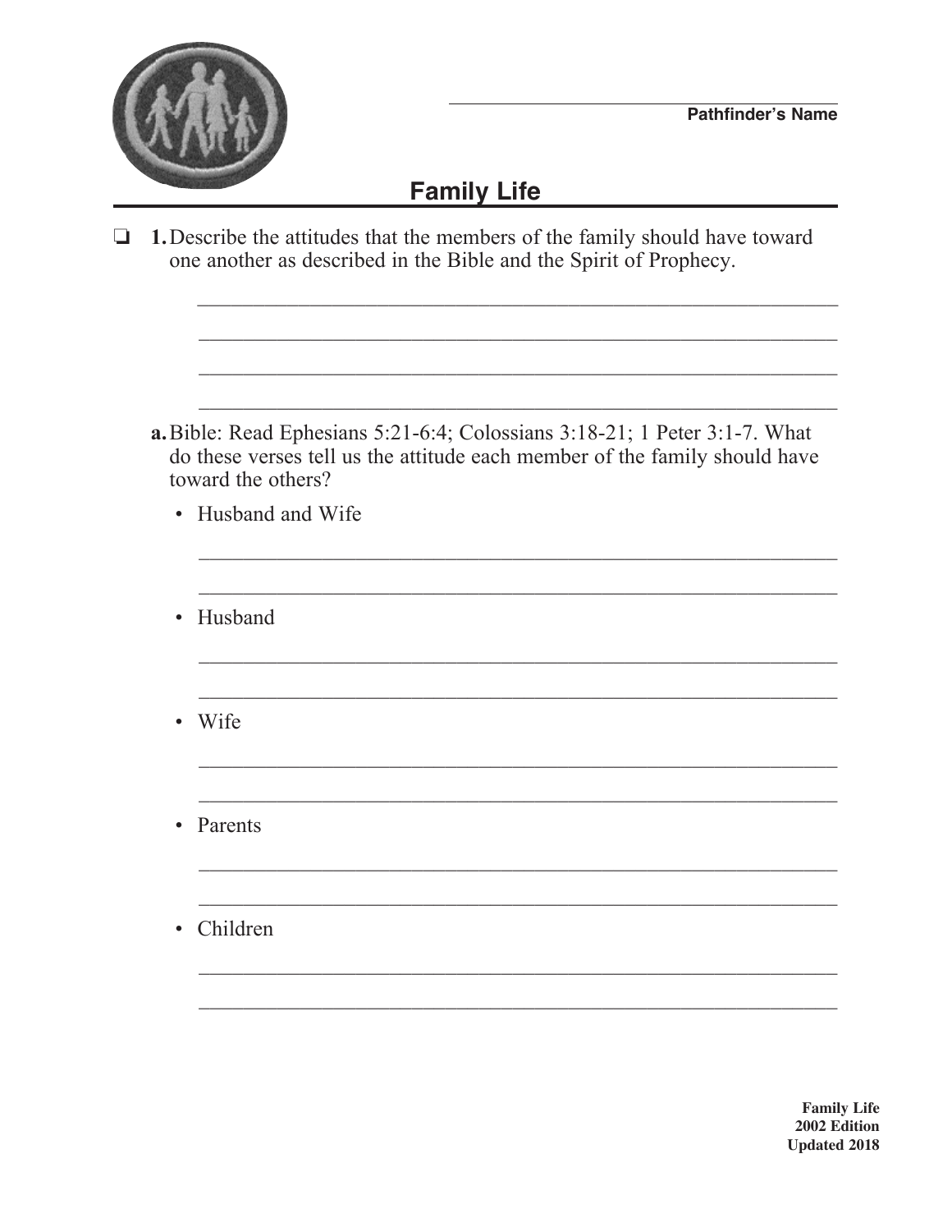Pathfinder's Name

# Family Life

❏ **1.** Describe the attitudes that the members of the family should have toward one another as described in the Bible and the Spirit of Prophecy.

**a.** Bible: Read Ephesians 5:21-6:4; Colossians 3:18-21; 1 Peter 3:1-7. What do these verses tell us the attitude each member of the family should have toward the others?

- Husband and Wife
- Husband
- Wife
- Parents
- Children

**Family Life**
**2002 Edition**
**Updated 2018**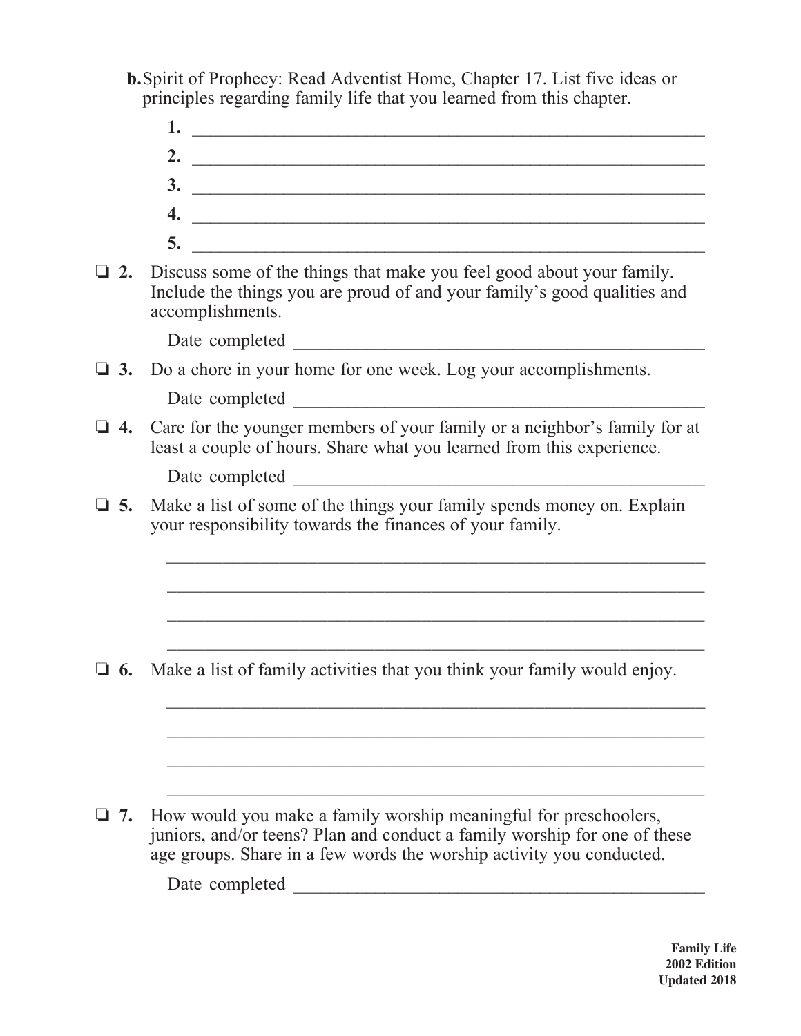**b.** Spirit of Prophecy: Read Adventist Home, Chapter 17. List five ideas or principles regarding family life that you learned from this chapter.

1. ________________________________________________________
2. ________________________________________________________
3. ________________________________________________________
4. ________________________________________________________
5. ________________________________________________________

❏ **2.** Discuss some of the things that make you feel good about your family. Include the things you are proud of and your family's good qualities and accomplishments.

Date completed ____________________________________________

❏ **3.** Do a chore in your home for one week. Log your accomplishments.

Date completed ____________________________________________

❏ **4.** Care for the younger members of your family or a neighbor's family for at least a couple of hours. Share what you learned from this experience.

Date completed ____________________________________________

❏ **5.** Make a list of some of the things your family spends money on. Explain your responsibility towards the finances of your family.

___________________________________________________________

___________________________________________________________

___________________________________________________________

___________________________________________________________

❏ **6.** Make a list of family activities that you think your family would enjoy.

___________________________________________________________

___________________________________________________________

___________________________________________________________

___________________________________________________________

❏ **7.** How would you make a family worship meaningful for preschoolers, juniors, and/or teens? Plan and conduct a family worship for one of these age groups. Share in a few words the worship activity you conducted.

Date completed ____________________________________________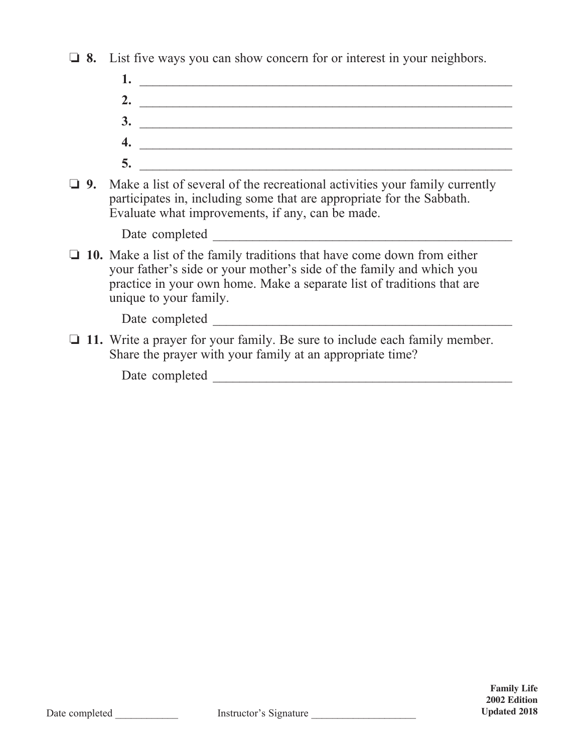❏ **8.** List five ways you can show concern for or interest in your neighbors.

**1.** ___________________________________________________________

**2.** ___________________________________________________________

**3.** ___________________________________________________________

**4.** ___________________________________________________________

**5.** ___________________________________________________________

❏ **9.** Make a list of several of the recreational activities your family currently participates in, including some that are appropriate for the Sabbath. Evaluate what improvements, if any, can be made.

Date completed ____________________________________________

❏ **10.** Make a list of the family traditions that have come down from either your father's side or your mother's side of the family and which you practice in your own home. Make a separate list of traditions that are unique to your family.

Date completed ____________________________________________

❏ **11.** Write a prayer for your family. Be sure to include each family member. Share the prayer with your family at an appropriate time?

Date completed ____________________________________________

Date completed ____________ Instructor's Signature ____________________

**Family Life**
**2002 Edition**
**Updated 2018**